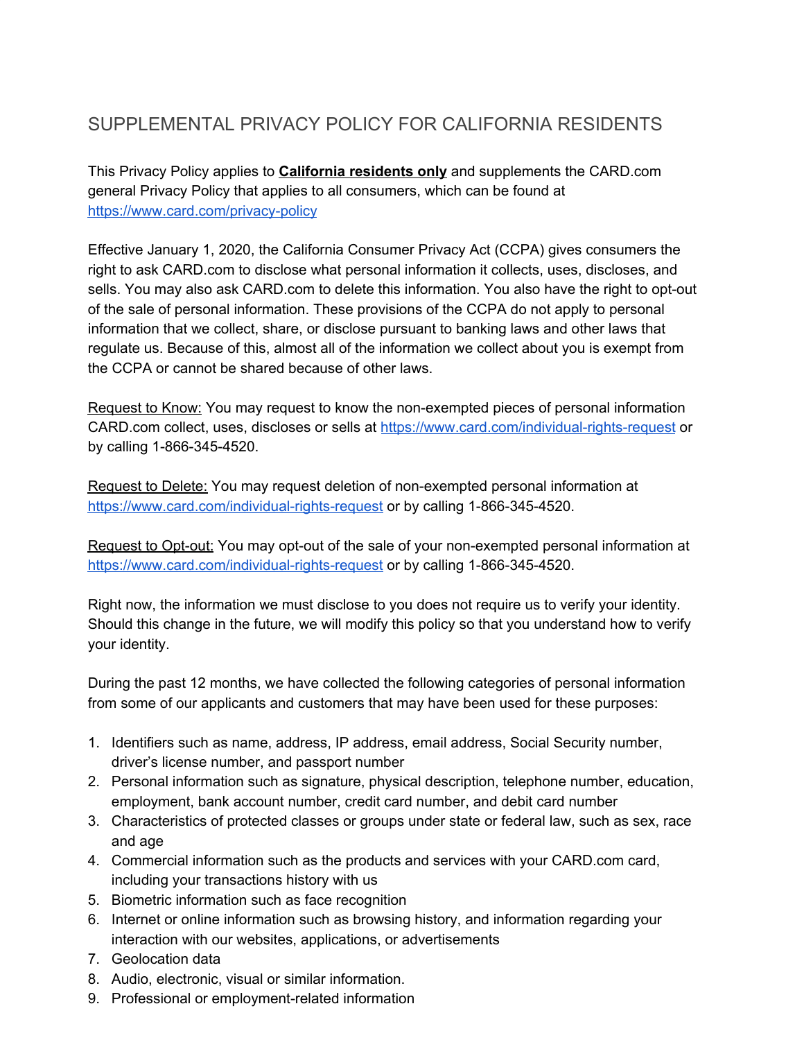# SUPPLEMENTAL PRIVACY POLICY FOR CALIFORNIA RESIDENTS

This Privacy Policy applies to **California residents only** and supplements the CARD.com general Privacy Policy that applies to all consumers, which can be found at https://www.card.com/privacy-policy

Effective January 1, 2020, the California Consumer Privacy Act (CCPA) gives consumers the right to ask CARD.com to disclose what personal information it collects, uses, discloses, and sells. You may also ask CARD.com to delete this information. You also have the right to opt-out of the sale of personal information. These provisions of the CCPA do not apply to personal information that we collect, share, or disclose pursuant to banking laws and other laws that regulate us. Because of this, almost all of the information we collect about you is exempt from the CCPA or cannot be shared because of other laws.

Request to Know: You may request to know the non-exempted pieces of personal information CARD.com collect, uses, discloses or sells at https://www.card.com/individual-rights-request or by calling 1-866-345-4520.

Request to Delete: You may request deletion of non-exempted personal information at https://www.card.com/individual-rights-request or by calling 1-866-345-4520.

Request to Opt-out: You may opt-out of the sale of your non-exempted personal information at https://www.card.com/individual-rights-request or by calling 1-866-345-4520.

Right now, the information we must disclose to you does not require us to verify your identity. Should this change in the future, we will modify this policy so that you understand how to verify your identity.

During the past 12 months, we have collected the following categories of personal information from some of our applicants and customers that may have been used for these purposes:

1. Identifiers such as name, address, IP address, email address, Social Security number, driver's license number, and passport number
2. Personal information such as signature, physical description, telephone number, education, employment, bank account number, credit card number, and debit card number
3. Characteristics of protected classes or groups under state or federal law, such as sex, race and age
4. Commercial information such as the products and services with your CARD.com card, including your transactions history with us
5. Biometric information such as face recognition
6. Internet or online information such as browsing history, and information regarding your interaction with our websites, applications, or advertisements
7. Geolocation data
8. Audio, electronic, visual or similar information.
9. Professional or employment-related information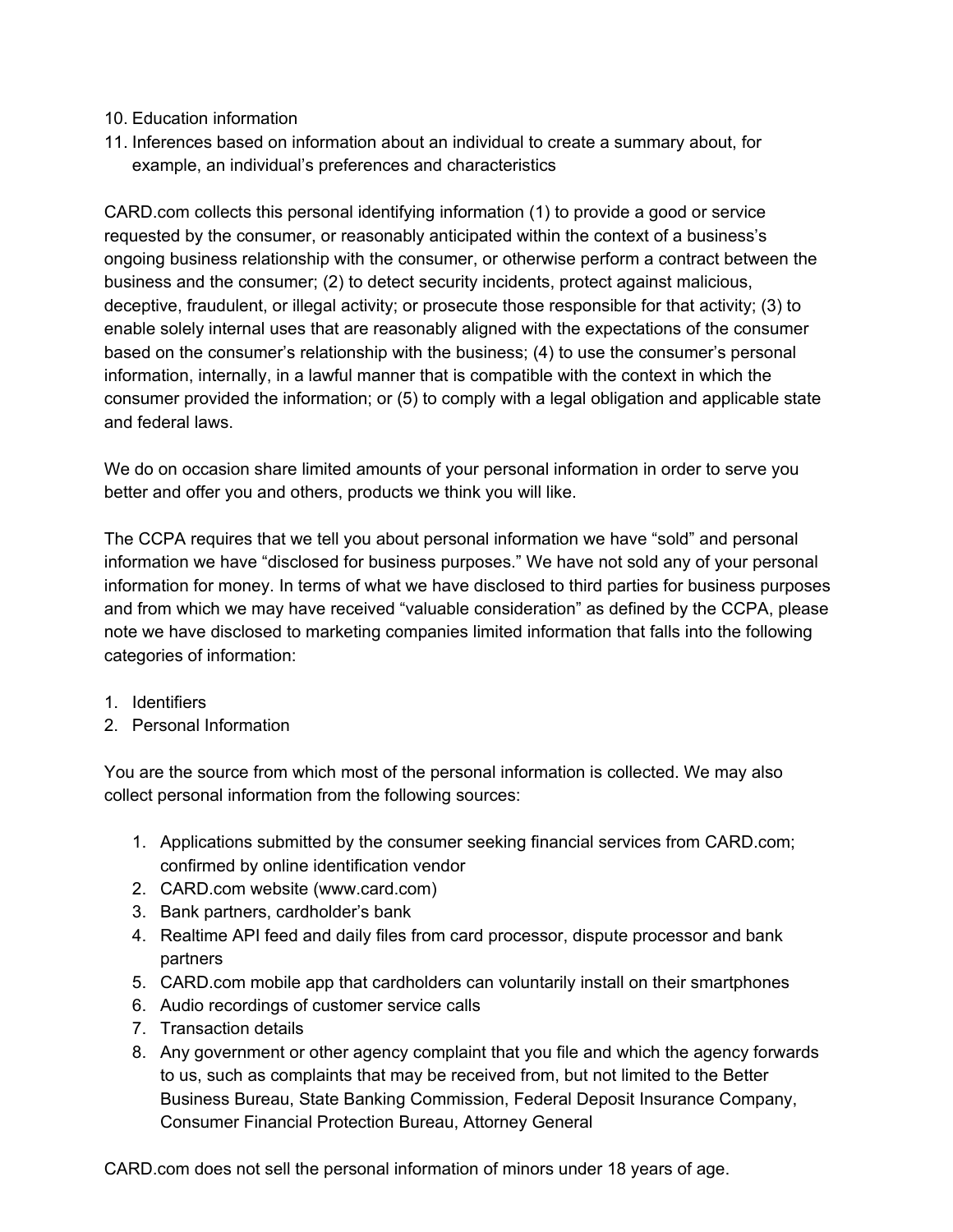10. Education information
11. Inferences based on information about an individual to create a summary about, for example, an individual's preferences and characteristics

CARD.com collects this personal identifying information (1) to provide a good or service requested by the consumer, or reasonably anticipated within the context of a business's ongoing business relationship with the consumer, or otherwise perform a contract between the business and the consumer; (2) to detect security incidents, protect against malicious, deceptive, fraudulent, or illegal activity; or prosecute those responsible for that activity; (3) to enable solely internal uses that are reasonably aligned with the expectations of the consumer based on the consumer's relationship with the business; (4) to use the consumer's personal information, internally, in a lawful manner that is compatible with the context in which the consumer provided the information; or (5) to comply with a legal obligation and applicable state and federal laws.

We do on occasion share limited amounts of your personal information in order to serve you better and offer you and others, products we think you will like.

The CCPA requires that we tell you about personal information we have "sold" and personal information we have "disclosed for business purposes." We have not sold any of your personal information for money. In terms of what we have disclosed to third parties for business purposes and from which we may have received "valuable consideration" as defined by the CCPA, please note we have disclosed to marketing companies limited information that falls into the following categories of information:

1. Identifiers
2. Personal Information

You are the source from which most of the personal information is collected. We may also collect personal information from the following sources:

1. Applications submitted by the consumer seeking financial services from CARD.com; confirmed by online identification vendor
2. CARD.com website (www.card.com)
3. Bank partners, cardholder's bank
4. Realtime API feed and daily files from card processor, dispute processor and bank partners
5. CARD.com mobile app that cardholders can voluntarily install on their smartphones
6. Audio recordings of customer service calls
7. Transaction details
8. Any government or other agency complaint that you file and which the agency forwards to us, such as complaints that may be received from, but not limited to the Better Business Bureau, State Banking Commission, Federal Deposit Insurance Company, Consumer Financial Protection Bureau, Attorney General

CARD.com does not sell the personal information of minors under 18 years of age.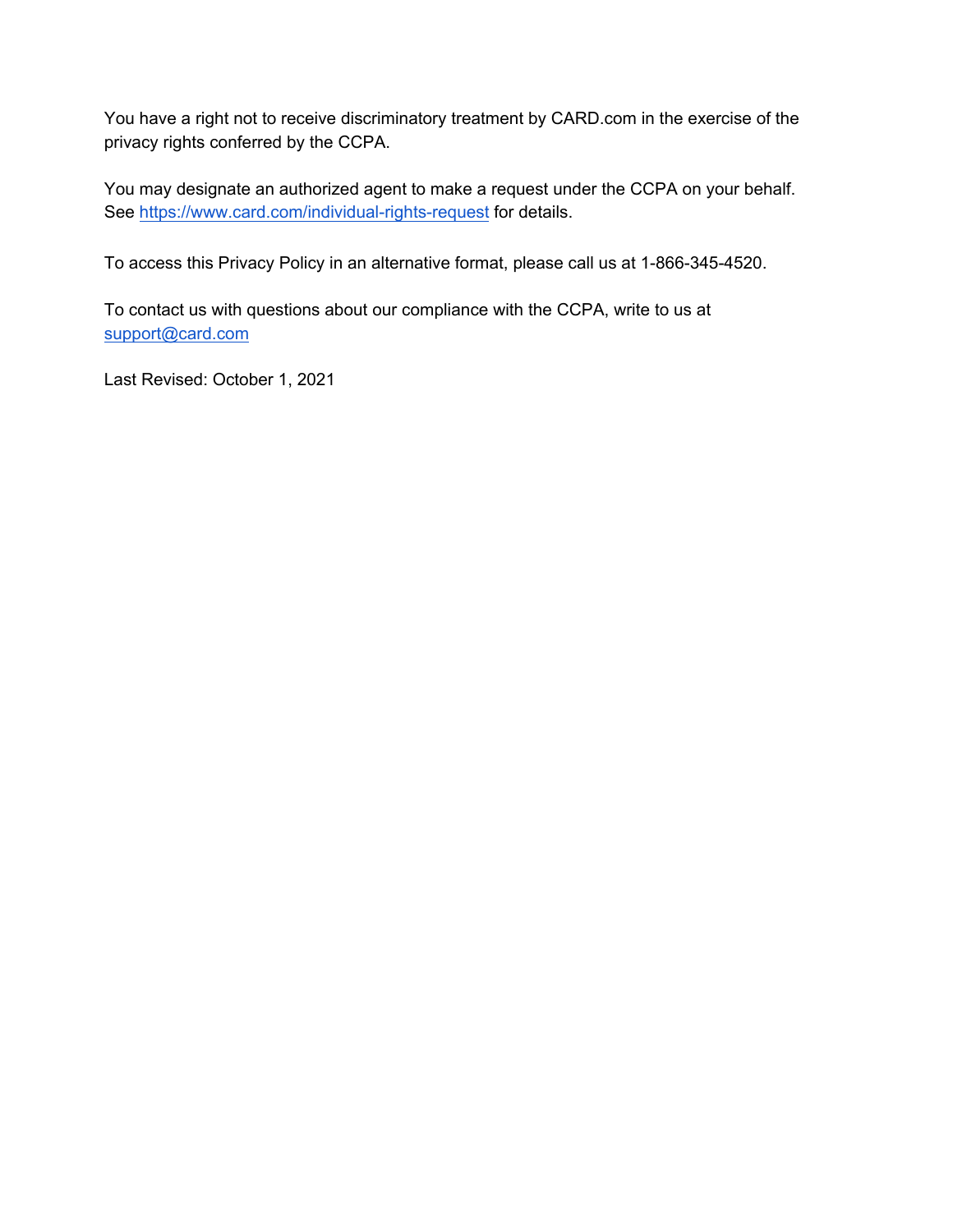You have a right not to receive discriminatory treatment by CARD.com in the exercise of the privacy rights conferred by the CCPA.

You may designate an authorized agent to make a request under the CCPA on your behalf. See [https://www.card.com/individual-rights-request](https://www.card.com/individual-rights-request) for details.

To access this Privacy Policy in an alternative format, please call us at 1-866-345-4520.

To contact us with questions about our compliance with the CCPA, write to us at [support@card.com](mailto:support@card.com)

Last Revised: October 1, 2021